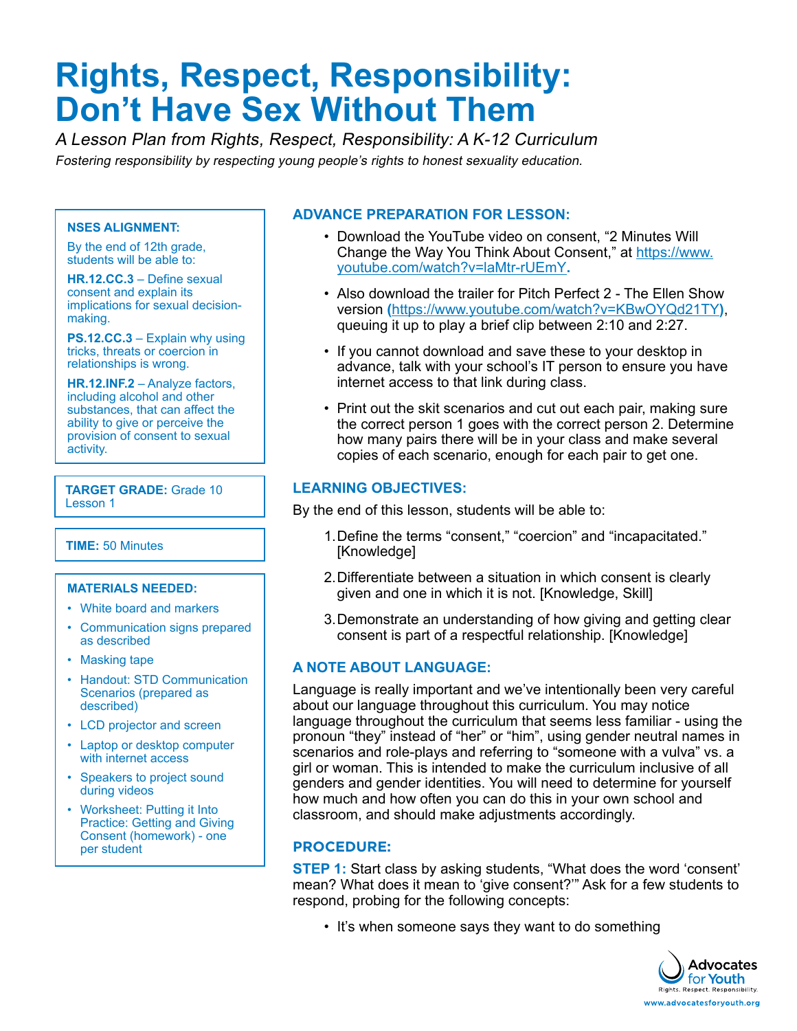# Rights, Respect, Responsibility: Don't Have Sex Without Them

*A Lesson Plan from Rights, Respect, Responsibility: A K-12 Curriculum*

*Fostering responsibility by respecting young people's rights to honest sexuality education.*

**NSES ALIGNMENT:**

By the end of 12th grade, students will be able to:

**HR.12.CC.3** – Define sexual consent and explain its implications for sexual decision-making.

**PS.12.CC.3** – Explain why using tricks, threats or coercion in relationships is wrong.

**HR.12.INF.2** – Analyze factors, including alcohol and other substances, that can affect the ability to give or perceive the provision of consent to sexual activity.

**TARGET GRADE:** Grade 10
Lesson 1

**TIME:** 50 Minutes

**MATERIALS NEEDED:**

- White board and markers
- Communication signs prepared as described
- Masking tape
- Handout: STD Communication Scenarios (prepared as described)
- LCD projector and screen
- Laptop or desktop computer with internet access
- Speakers to project sound during videos
- Worksheet: Putting it Into Practice: Getting and Giving Consent (homework) - one per student

## ADVANCE PREPARATION FOR LESSON:

- Download the YouTube video on consent, "2 Minutes Will Change the Way You Think About Consent," at https://www.youtube.com/watch?v=laMtr-rUEmY.
- Also download the trailer for Pitch Perfect 2 - The Ellen Show version (https://www.youtube.com/watch?v=KBwOYQd21TY), queuing it up to play a brief clip between 2:10 and 2:27.
- If you cannot download and save these to your desktop in advance, talk with your school's IT person to ensure you have internet access to that link during class.
- Print out the skit scenarios and cut out each pair, making sure the correct person 1 goes with the correct person 2. Determine how many pairs there will be in your class and make several copies of each scenario, enough for each pair to get one.

## LEARNING OBJECTIVES:

By the end of this lesson, students will be able to:

1. Define the terms "consent," "coercion" and "incapacitated." [Knowledge]
2. Differentiate between a situation in which consent is clearly given and one in which it is not. [Knowledge, Skill]
3. Demonstrate an understanding of how giving and getting clear consent is part of a respectful relationship. [Knowledge]

## A NOTE ABOUT LANGUAGE:

Language is really important and we've intentionally been very careful about our language throughout this curriculum. You may notice language throughout the curriculum that seems less familiar - using the pronoun "they" instead of "her" or "him", using gender neutral names in scenarios and role-plays and referring to "someone with a vulva" vs. a girl or woman. This is intended to make the curriculum inclusive of all genders and gender identities. You will need to determine for yourself how much and how often you can do this in your own school and classroom, and should make adjustments accordingly.

## PROCEDURE:

**STEP 1:** Start class by asking students, "What does the word 'consent' mean? What does it mean to 'give consent?'" Ask for a few students to respond, probing for the following concepts:

- It's when someone says they want to do something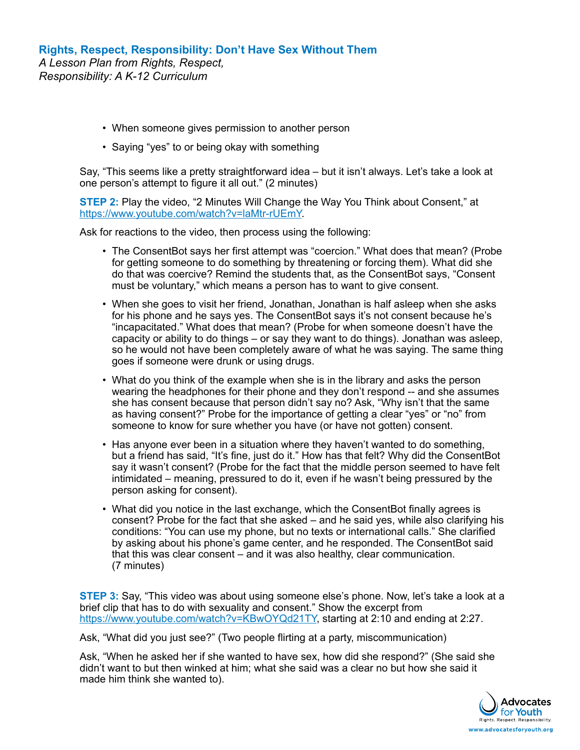- When someone gives permission to another person
- Saying "yes" to or being okay with something

Say, "This seems like a pretty straightforward idea – but it isn't always. Let's take a look at one person's attempt to figure it all out." (2 minutes)

**STEP 2:** Play the video, "2 Minutes Will Change the Way You Think about Consent," at https://www.youtube.com/watch?v=laMtr-rUEmY.

Ask for reactions to the video, then process using the following:

- The ConsentBot says her first attempt was "coercion." What does that mean? (Probe for getting someone to do something by threatening or forcing them). What did she do that was coercive? Remind the students that, as the ConsentBot says, "Consent must be voluntary," which means a person has to want to give consent.
- When she goes to visit her friend, Jonathan, Jonathan is half asleep when she asks for his phone and he says yes. The ConsentBot says it's not consent because he's "incapacitated." What does that mean? (Probe for when someone doesn't have the capacity or ability to do things – or say they want to do things). Jonathan was asleep, so he would not have been completely aware of what he was saying. The same thing goes if someone were drunk or using drugs.
- What do you think of the example when she is in the library and asks the person wearing the headphones for their phone and they don't respond -- and she assumes she has consent because that person didn't say no? Ask, "Why isn't that the same as having consent?" Probe for the importance of getting a clear "yes" or "no" from someone to know for sure whether you have (or have not gotten) consent.
- Has anyone ever been in a situation where they haven't wanted to do something, but a friend has said, "It's fine, just do it." How has that felt? Why did the ConsentBot say it wasn't consent? (Probe for the fact that the middle person seemed to have felt intimidated – meaning, pressured to do it, even if he wasn't being pressured by the person asking for consent).
- What did you notice in the last exchange, which the ConsentBot finally agrees is consent? Probe for the fact that she asked – and he said yes, while also clarifying his conditions: "You can use my phone, but no texts or international calls." She clarified by asking about his phone's game center, and he responded. The ConsentBot said that this was clear consent – and it was also healthy, clear communication. (7 minutes)

**STEP 3:** Say, "This video was about using someone else's phone. Now, let's take a look at a brief clip that has to do with sexuality and consent." Show the excerpt from https://www.youtube.com/watch?v=KBwOYQd21TY, starting at 2:10 and ending at 2:27.

Ask, "What did you just see?" (Two people flirting at a party, miscommunication)

Ask, "When he asked her if she wanted to have sex, how did she respond?" (She said she didn't want to but then winked at him; what she said was a clear no but how she said it made him think she wanted to).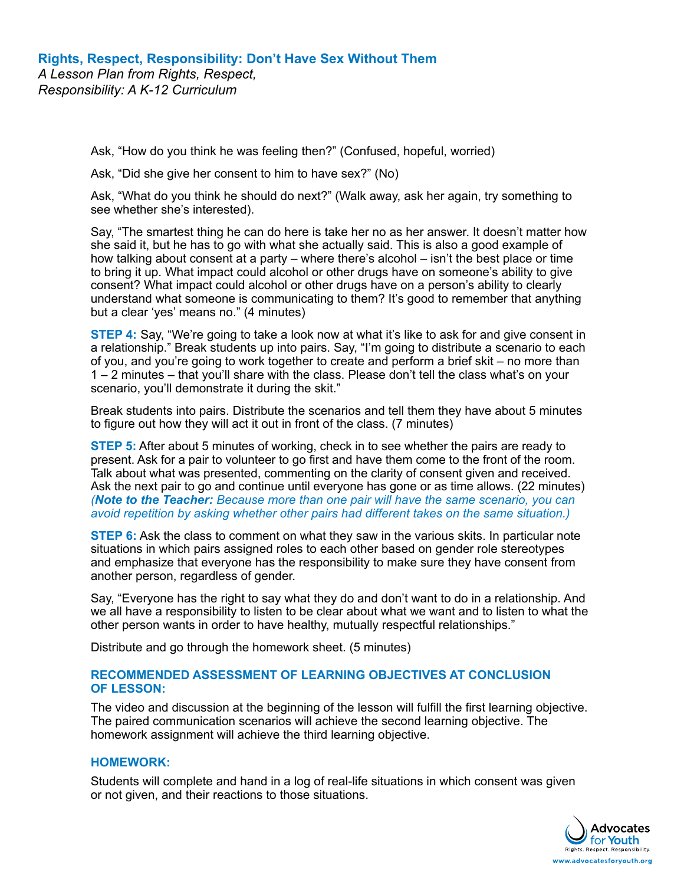Ask, "How do you think he was feeling then?" (Confused, hopeful, worried)

Ask, "Did she give her consent to him to have sex?" (No)

Ask, "What do you think he should do next?" (Walk away, ask her again, try something to see whether she's interested).

Say, "The smartest thing he can do here is take her no as her answer. It doesn't matter how she said it, but he has to go with what she actually said. This is also a good example of how talking about consent at a party – where there's alcohol – isn't the best place or time to bring it up. What impact could alcohol or other drugs have on someone's ability to give consent? What impact could alcohol or other drugs have on a person's ability to clearly understand what someone is communicating to them? It's good to remember that anything but a clear 'yes' means no." (4 minutes)

**STEP 4:** Say, "We're going to take a look now at what it's like to ask for and give consent in a relationship." Break students up into pairs. Say, "I'm going to distribute a scenario to each of you, and you're going to work together to create and perform a brief skit – no more than 1 – 2 minutes – that you'll share with the class. Please don't tell the class what's on your scenario, you'll demonstrate it during the skit."

Break students into pairs. Distribute the scenarios and tell them they have about 5 minutes to figure out how they will act it out in front of the class. (7 minutes)

**STEP 5:** After about 5 minutes of working, check in to see whether the pairs are ready to present. Ask for a pair to volunteer to go first and have them come to the front of the room. Talk about what was presented, commenting on the clarity of consent given and received. Ask the next pair to go and continue until everyone has gone or as time allows. (22 minutes) *(**Note to the Teacher:** Because more than one pair will have the same scenario, you can avoid repetition by asking whether other pairs had different takes on the same situation.)*

**STEP 6:** Ask the class to comment on what they saw in the various skits. In particular note situations in which pairs assigned roles to each other based on gender role stereotypes and emphasize that everyone has the responsibility to make sure they have consent from another person, regardless of gender.

Say, "Everyone has the right to say what they do and don't want to do in a relationship. And we all have a responsibility to listen to be clear about what we want and to listen to what the other person wants in order to have healthy, mutually respectful relationships."

Distribute and go through the homework sheet. (5 minutes)

### RECOMMENDED ASSESSMENT OF LEARNING OBJECTIVES AT CONCLUSION OF LESSON:

The video and discussion at the beginning of the lesson will fulfill the first learning objective. The paired communication scenarios will achieve the second learning objective. The homework assignment will achieve the third learning objective.

### HOMEWORK:

Students will complete and hand in a log of real-life situations in which consent was given or not given, and their reactions to those situations.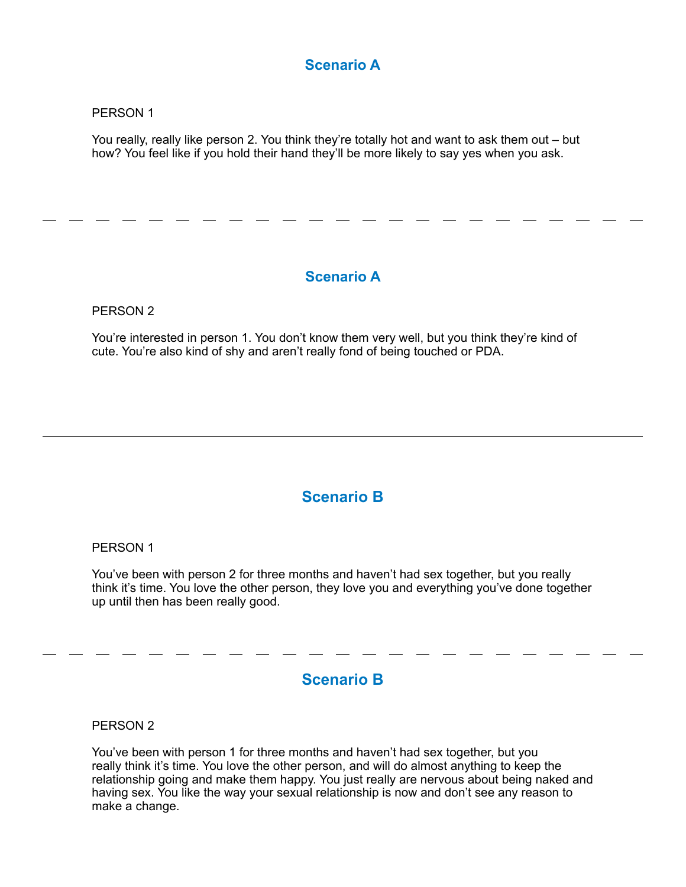## Scenario A

PERSON 1

You really, really like person 2. You think they're totally hot and want to ask them out – but how? You feel like if you hold their hand they'll be more likely to say yes when you ask.

---

## Scenario A

PERSON 2

You're interested in person 1. You don't know them very well, but you think they're kind of cute. You're also kind of shy and aren't really fond of being touched or PDA.

---

## Scenario B

PERSON 1

You've been with person 2 for three months and haven't had sex together, but you really think it's time. You love the other person, they love you and everything you've done together up until then has been really good.

---

## Scenario B

PERSON 2

You've been with person 1 for three months and haven't had sex together, but you really think it's time. You love the other person, and will do almost anything to keep the relationship going and make them happy. You just really are nervous about being naked and having sex. You like the way your sexual relationship is now and don't see any reason to make a change.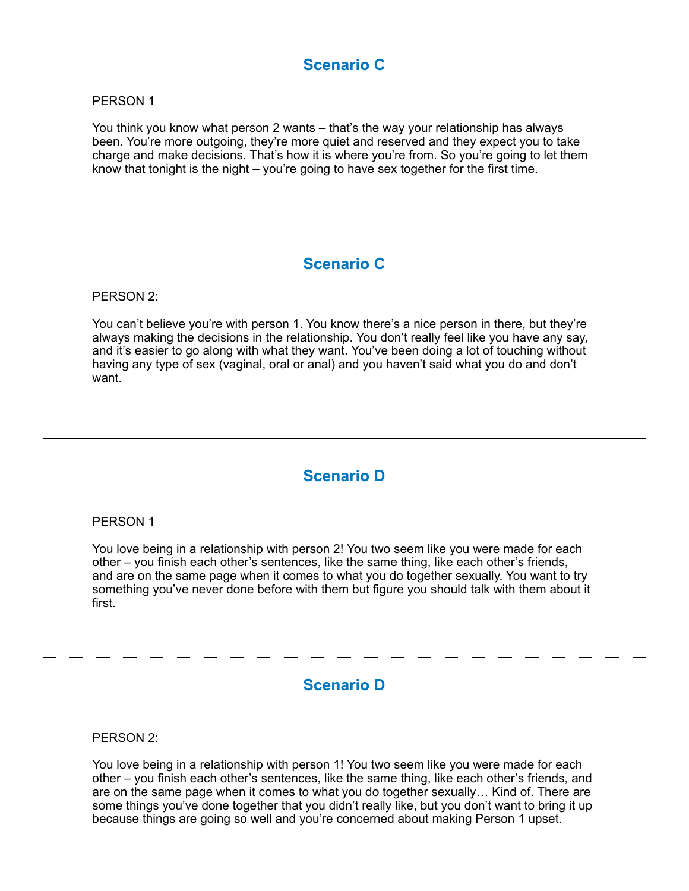## Scenario C

PERSON 1

You think you know what person 2 wants – that's the way your relationship has always been. You're more outgoing, they're more quiet and reserved and they expect you to take charge and make decisions. That's how it is where you're from. So you're going to let them know that tonight is the night – you're going to have sex together for the first time.

---

## Scenario C

PERSON 2:

You can't believe you're with person 1. You know there's a nice person in there, but they're always making the decisions in the relationship. You don't really feel like you have any say, and it's easier to go along with what they want. You've been doing a lot of touching without having any type of sex (vaginal, oral or anal) and you haven't said what you do and don't want.

---

## Scenario D

PERSON 1

You love being in a relationship with person 2! You two seem like you were made for each other – you finish each other's sentences, like the same thing, like each other's friends, and are on the same page when it comes to what you do together sexually. You want to try something you've never done before with them but figure you should talk with them about it first.

---

## Scenario D

PERSON 2:

You love being in a relationship with person 1! You two seem like you were made for each other – you finish each other's sentences, like the same thing, like each other's friends, and are on the same page when it comes to what you do together sexually… Kind of. There are some things you've done together that you didn't really like, but you don't want to bring it up because things are going so well and you're concerned about making Person 1 upset.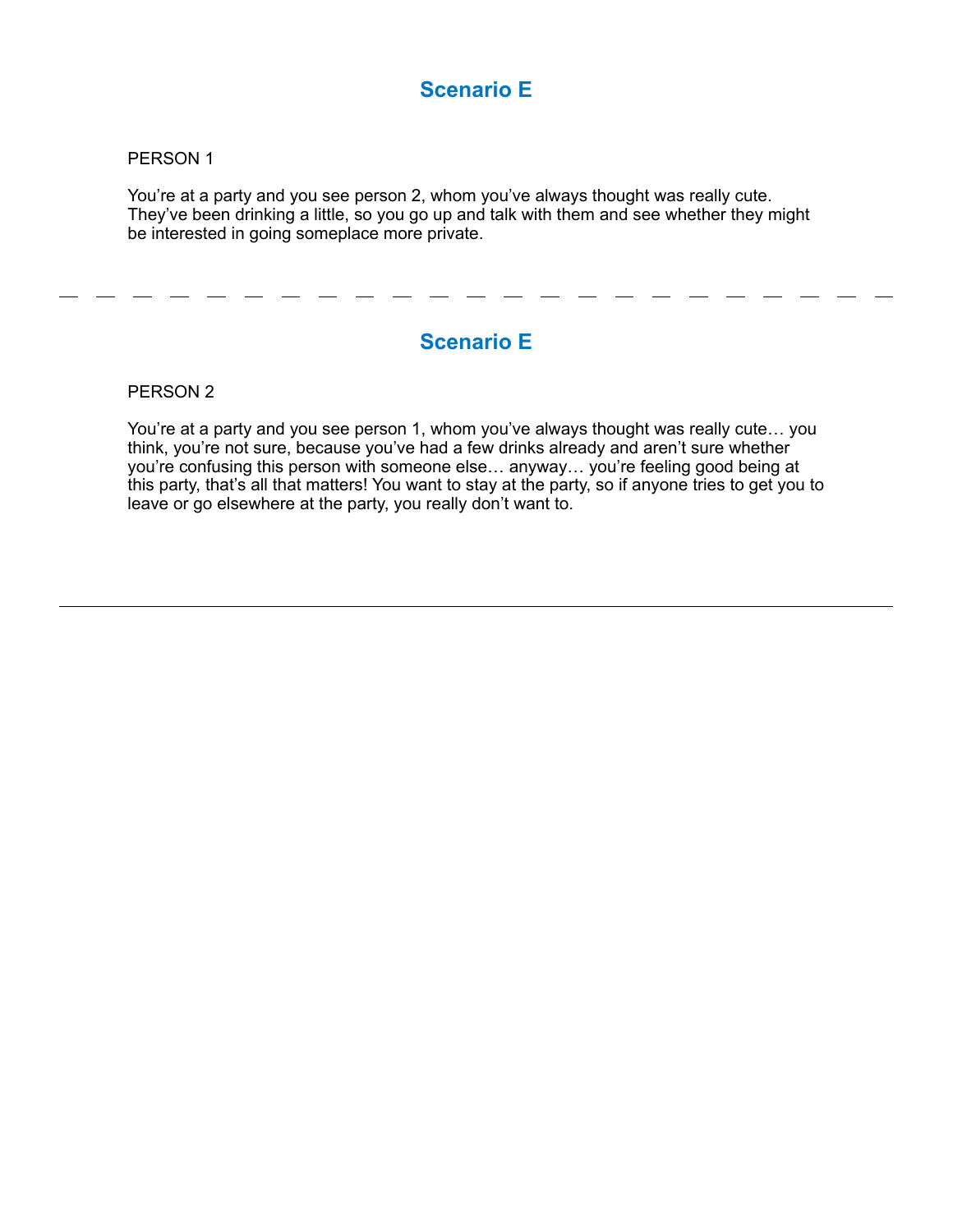## Scenario E

PERSON 1

You're at a party and you see person 2, whom you've always thought was really cute. They've been drinking a little, so you go up and talk with them and see whether they might be interested in going someplace more private.

---

## Scenario E

PERSON 2

You're at a party and you see person 1, whom you've always thought was really cute… you think, you're not sure, because you've had a few drinks already and aren't sure whether you're confusing this person with someone else… anyway… you're feeling good being at this party, that's all that matters! You want to stay at the party, so if anyone tries to get you to leave or go elsewhere at the party, you really don't want to.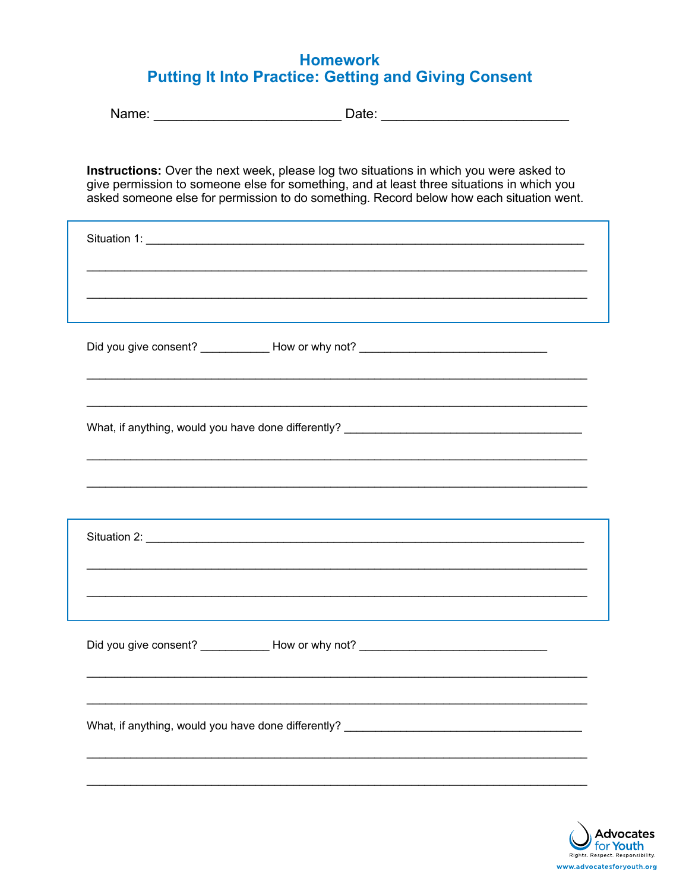# Homework
## Putting It Into Practice: Getting and Giving Consent

Name: ________________________ Date: ________________________

**Instructions:** Over the next week, please log two situations in which you were asked to give permission to someone else for something, and at least three situations in which you asked someone else for permission to do something. Record below how each situation went.

Situation 1: ________________________________________________________________

____________________________________________________________________________

____________________________________________________________________________

Did you give consent? __________ How or why not? ____________________________

____________________________________________________________________________

____________________________________________________________________________

What, if anything, would you have done differently? ______________________________

____________________________________________________________________________

____________________________________________________________________________

Situation 2: ________________________________________________________________

____________________________________________________________________________

____________________________________________________________________________

Did you give consent? __________ How or why not? ____________________________

____________________________________________________________________________

____________________________________________________________________________

What, if anything, would you have done differently? ______________________________

____________________________________________________________________________

____________________________________________________________________________

Advocates for Youth
Rights. Respect. Responsibility.
www.advocatesforyouth.org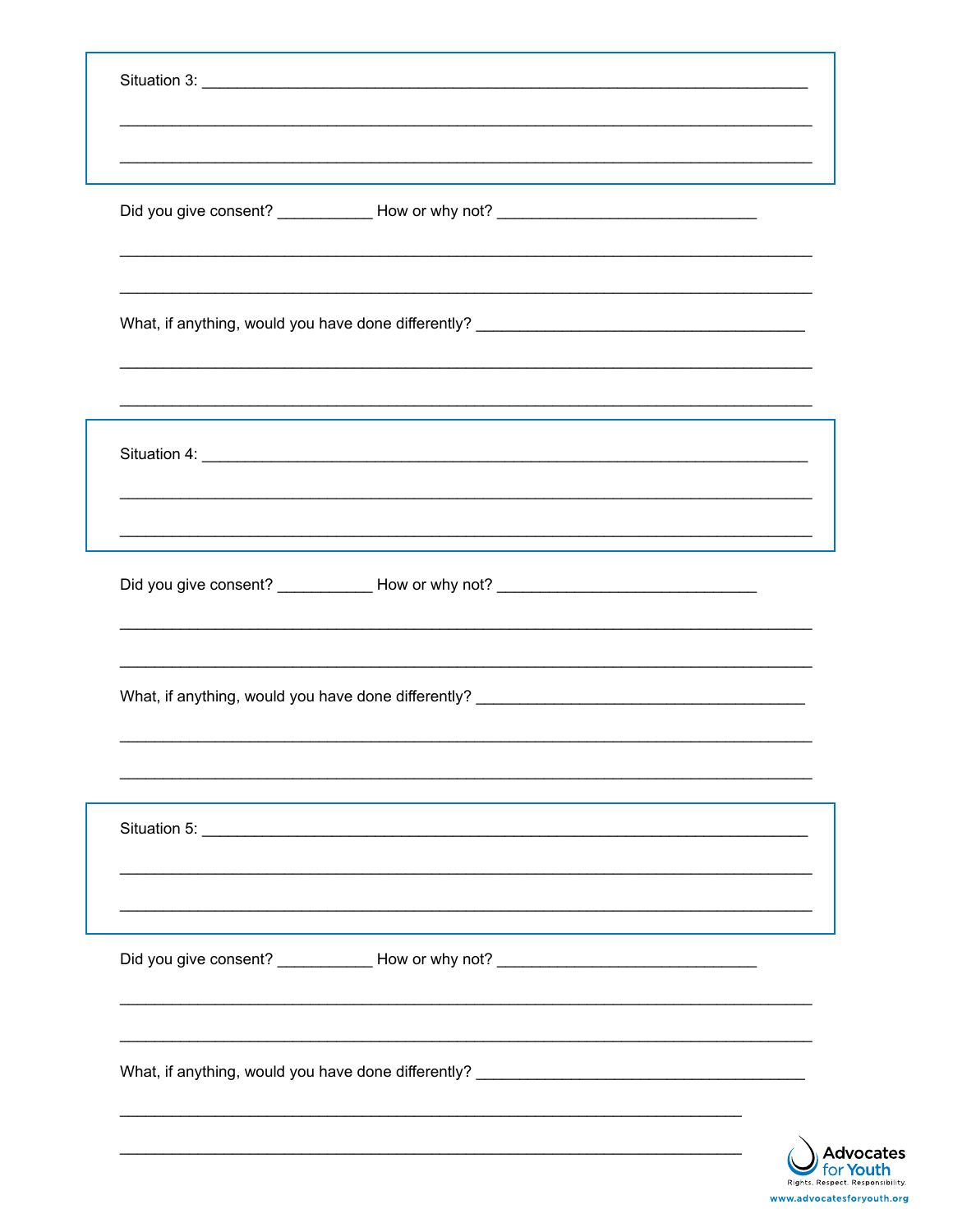Situation 3: ____________________________________________________________________

______________________________________________________________________________

______________________________________________________________________________

Did you give consent? __________ How or why not? ____________________________

______________________________________________________________________________

______________________________________________________________________________

What, if anything, would you have done differently? ___________________________________

______________________________________________________________________________

______________________________________________________________________________

Situation 4: ____________________________________________________________________

______________________________________________________________________________

______________________________________________________________________________

Did you give consent? __________ How or why not? ____________________________

______________________________________________________________________________

______________________________________________________________________________

What, if anything, would you have done differently? ___________________________________

______________________________________________________________________________

______________________________________________________________________________

Situation 5: ____________________________________________________________________

______________________________________________________________________________

______________________________________________________________________________

Did you give consent? __________ How or why not? ____________________________

______________________________________________________________________________

______________________________________________________________________________

What, if anything, would you have done differently? ___________________________________

______________________________________________________________________________

______________________________________________________________________________

Advocates for Youth
Rights. Respect. Responsibility.
www.advocatesforyouth.org